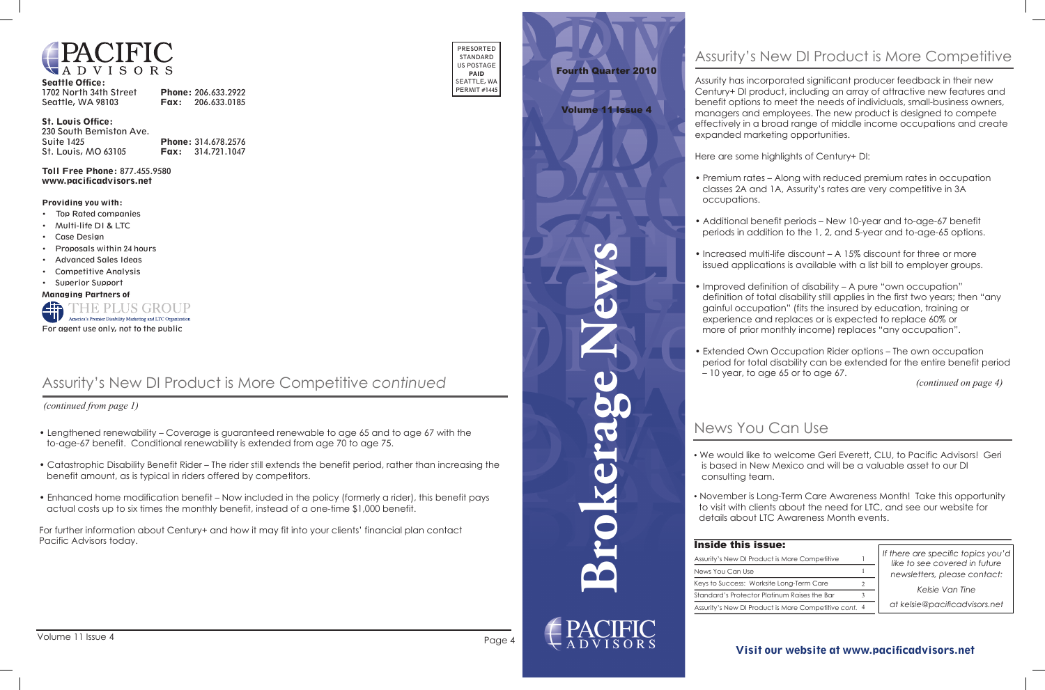# PACIFIC ADVISORS

**Seattle Office:**
1702 North 34th Street
Seattle, WA 98103
**Phone:** 206.633.2922
**Fax:** 206.633.0185

**St. Louis Office:**
230 South Bemiston Ave.
Suite 1425
St. Louis, MO 63105
**Phone:** 314.678.2576
**Fax:** 314.721.1047

**Toll Free Phone:** 877.455.9580
**www.pacificadvisors.net**

**Providing you with:**

- Top Rated companies
- Multi-life DI & LTC
- Case Design
- Proposals within 24 hours
- Advanced Sales Ideas
- Competitive Analysis
- Superior Support

**Managing Partners of**
THE PLUS GROUP
America's Premier Disability Marketing and LTC Organization

For agent use only, not to the public

PRESORTED STANDARD US POSTAGE **PAID** SEATTLE, WA PERMIT #1445

## Assurity's New DI Product is More Competitive *continued*

*(continued from page 1)*

- Lengthened renewability – Coverage is guaranteed renewable to age 65 and to age 67 with the to-age-67 benefit. Conditional renewability is extended from age 70 to age 75.
- Catastrophic Disability Benefit Rider – The rider still extends the benefit period, rather than increasing the benefit amount, as is typical in riders offered by competitors.
- Enhanced home modification benefit – Now included in the policy (formerly a rider), this benefit pays actual costs up to six times the monthly benefit, instead of a one-time $1,000 benefit.

For further information about Century+ and how it may fit into your clients' financial plan contact Pacific Advisors today.

# Brokerage News

**Fourth Quarter 2010**

**Volume 11 Issue 4**

PACIFIC ADVISORS

## Assurity's New DI Product is More Competitive

Assurity has incorporated significant producer feedback in their new Century+ DI product, including an array of attractive new features and benefit options to meet the needs of individuals, small-business owners, managers and employees. The new product is designed to compete effectively in a broad range of middle income occupations and create expanded marketing opportunities.

Here are some highlights of Century+ DI:

- Premium rates – Along with reduced premium rates in occupation classes 2A and 1A, Assurity's rates are very competitive in 3A occupations.
- Additional benefit periods – New 10-year and to-age-67 benefit periods in addition to the 1, 2, and 5-year and to-age-65 options.
- Increased multi-life discount – A 15% discount for three or more issued applications is available with a list bill to employer groups.
- Improved definition of disability – A pure "own occupation" definition of total disability still applies in the first two years; then "any gainful occupation" (fits the insured by education, training or experience and replaces or is expected to replace 60% or more of prior monthly income) replaces "any occupation".
- Extended Own Occupation Rider options – The own occupation period for total disability can be extended for the entire benefit period – 10 year, to age 65 or to age 67.

*(continued on page 4)*

## News You Can Use

- We would like to welcome Geri Everett, CLU, to Pacific Advisors! Geri is based in New Mexico and will be a valuable asset to our DI consulting team.
- November is Long-Term Care Awareness Month! Take this opportunity to visit with clients about the need for LTC, and see our website for details about LTC Awareness Month events.

**Inside this issue:**

| | |
|---|---|
| Assurity's New DI Product is More Competitive | 1 |
| News You Can Use | 1 |
| Keys to Success: Worksite Long-Term Care | 2 |
| Standard's Protector Platinum Raises the Bar | 3 |
| Assurity's New DI Product is More Competitive cont. | 4 |

*If there are specific topics you'd like to see covered in future newsletters, please contact:*

*Kelsie Van Tine*

*at kelsie@pacificadvisors.net*

**Visit our website at www.pacificadvisors.net**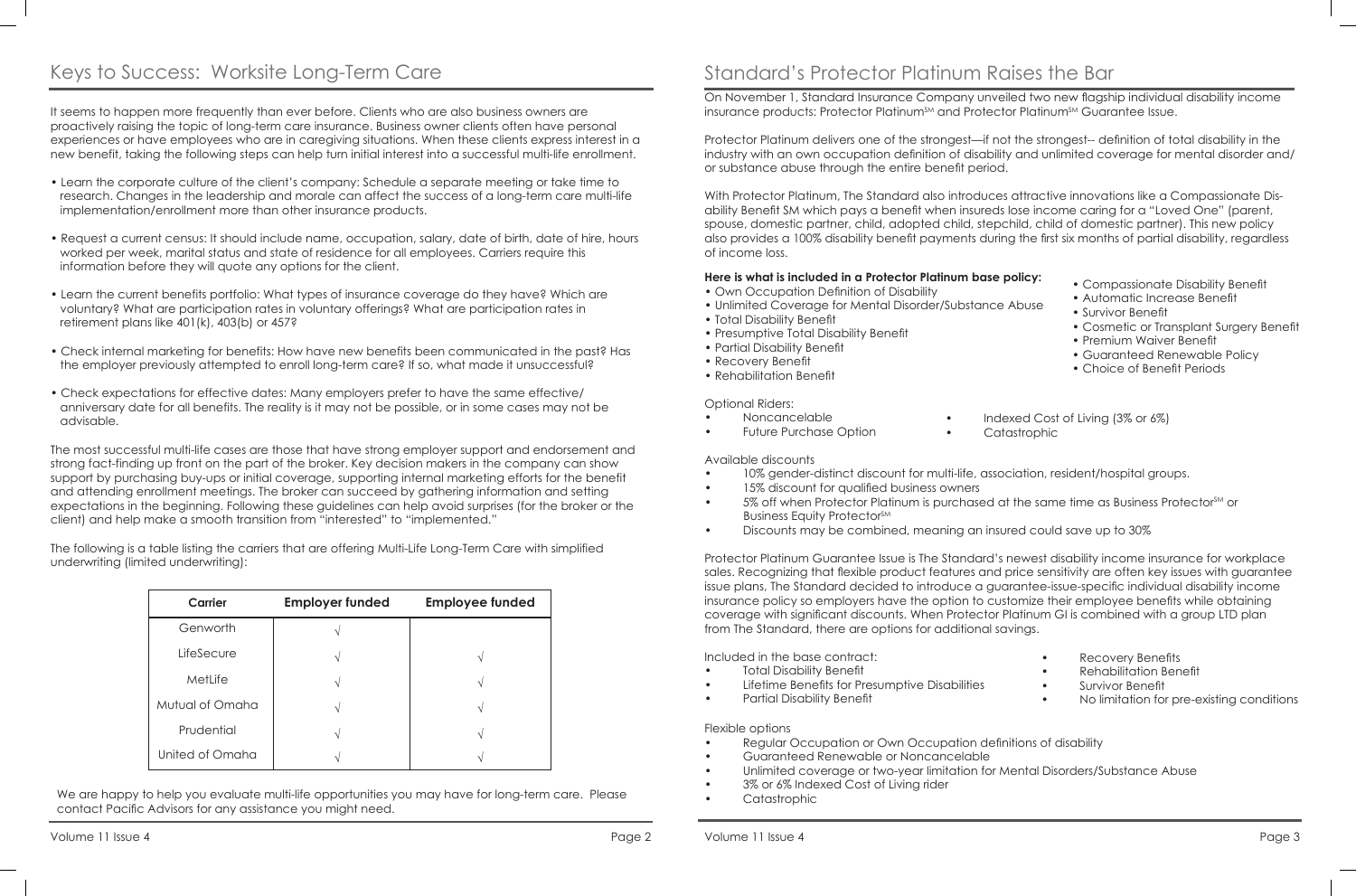# Keys to Success: Worksite Long-Term Care

It seems to happen more frequently than ever before. Clients who are also business owners are proactively raising the topic of long-term care insurance. Business owner clients often have personal experiences or have employees who are in caregiving situations. When these clients express interest in a new benefit, taking the following steps can help turn initial interest into a successful multi-life enrollment.

- Learn the corporate culture of the client's company: Schedule a separate meeting or take time to research. Changes in the leadership and morale can affect the success of a long-term care multi-life implementation/enrollment more than other insurance products.
- Request a current census: It should include name, occupation, salary, date of birth, date of hire, hours worked per week, marital status and state of residence for all employees. Carriers require this information before they will quote any options for the client.
- Learn the current benefits portfolio: What types of insurance coverage do they have? Which are voluntary? What are participation rates in voluntary offerings? What are participation rates in retirement plans like 401(k), 403(b) or 457?
- Check internal marketing for benefits: How have new benefits been communicated in the past? Has the employer previously attempted to enroll long-term care? If so, what made it unsuccessful?
- Check expectations for effective dates: Many employers prefer to have the same effective/anniversary date for all benefits. The reality is it may not be possible, or in some cases may not be advisable.

The most successful multi-life cases are those that have strong employer support and endorsement and strong fact-finding up front on the part of the broker. Key decision makers in the company can show support by purchasing buy-ups or initial coverage, supporting internal marketing efforts for the benefit and attending enrollment meetings. The broker can succeed by gathering information and setting expectations in the beginning. Following these guidelines can help avoid surprises (for the broker or the client) and help make a smooth transition from "interested" to "implemented."

The following is a table listing the carriers that are offering Multi-Life Long-Term Care with simplified underwriting (limited underwriting):

| Carrier | Employer funded | Employee funded |
|---|---|---|
| Genworth | √ | |
| LifeSecure | √ | √ |
| MetLife | √ | √ |
| Mutual of Omaha | √ | √ |
| Prudential | √ | √ |
| United of Omaha | √ | √ |

We are happy to help you evaluate multi-life opportunities you may have for long-term care. Please contact Pacific Advisors for any assistance you might need.

# Standard's Protector Platinum Raises the Bar

On November 1, Standard Insurance Company unveiled two new flagship individual disability income insurance products: Protector Platinum℠ and Protector Platinum℠ Guarantee Issue.

Protector Platinum delivers one of the strongest—if not the strongest-- definition of total disability in the industry with an own occupation definition of disability and unlimited coverage for mental disorder and/or substance abuse through the entire benefit period.

With Protector Platinum, The Standard also introduces attractive innovations like a Compassionate Disability Benefit SM which pays a benefit when insureds lose income caring for a "Loved One" (parent, spouse, domestic partner, child, adopted child, stepchild, child of domestic partner). This new policy also provides a 100% disability benefit payments during the first six months of partial disability, regardless of income loss.

**Here is what is included in a Protector Platinum base policy:**

- Own Occupation Definition of Disability
- Unlimited Coverage for Mental Disorder/Substance Abuse
- Total Disability Benefit
- Presumptive Total Disability Benefit
- Partial Disability Benefit
- Recovery Benefit
- Rehabilitation Benefit
- Compassionate Disability Benefit
- Automatic Increase Benefit
- Survivor Benefit
- Cosmetic or Transplant Surgery Benefit
- Premium Waiver Benefit
- Guaranteed Renewable Policy
- Choice of Benefit Periods

Optional Riders:

- Noncancelable
- Future Purchase Option
- Indexed Cost of Living (3% or 6%)
- Catastrophic

Available discounts

- 10% gender-distinct discount for multi-life, association, resident/hospital groups.
- 15% discount for qualified business owners
- 5% off when Protector Platinum is purchased at the same time as Business Protector℠ or Business Equity Protector℠
- Discounts may be combined, meaning an insured could save up to 30%

Protector Platinum Guarantee Issue is The Standard's newest disability income insurance for workplace sales. Recognizing that flexible product features and price sensitivity are often key issues with guarantee issue plans, The Standard decided to introduce a guarantee-issue-specific individual disability income insurance policy so employers have the option to customize their employee benefits while obtaining coverage with significant discounts. When Protector Platinum GI is combined with a group LTD plan from The Standard, there are options for additional savings.

Included in the base contract:

- Total Disability Benefit
- Lifetime Benefits for Presumptive Disabilities
- Partial Disability Benefit
- Recovery Benefits
- Rehabilitation Benefit
- Survivor Benefit
- No limitation for pre-existing conditions

Flexible options

- Regular Occupation or Own Occupation definitions of disability
- Guaranteed Renewable or Noncancelable
- Unlimited coverage or two-year limitation for Mental Disorders/Substance Abuse
- 3% or 6% Indexed Cost of Living rider
- Catastrophic